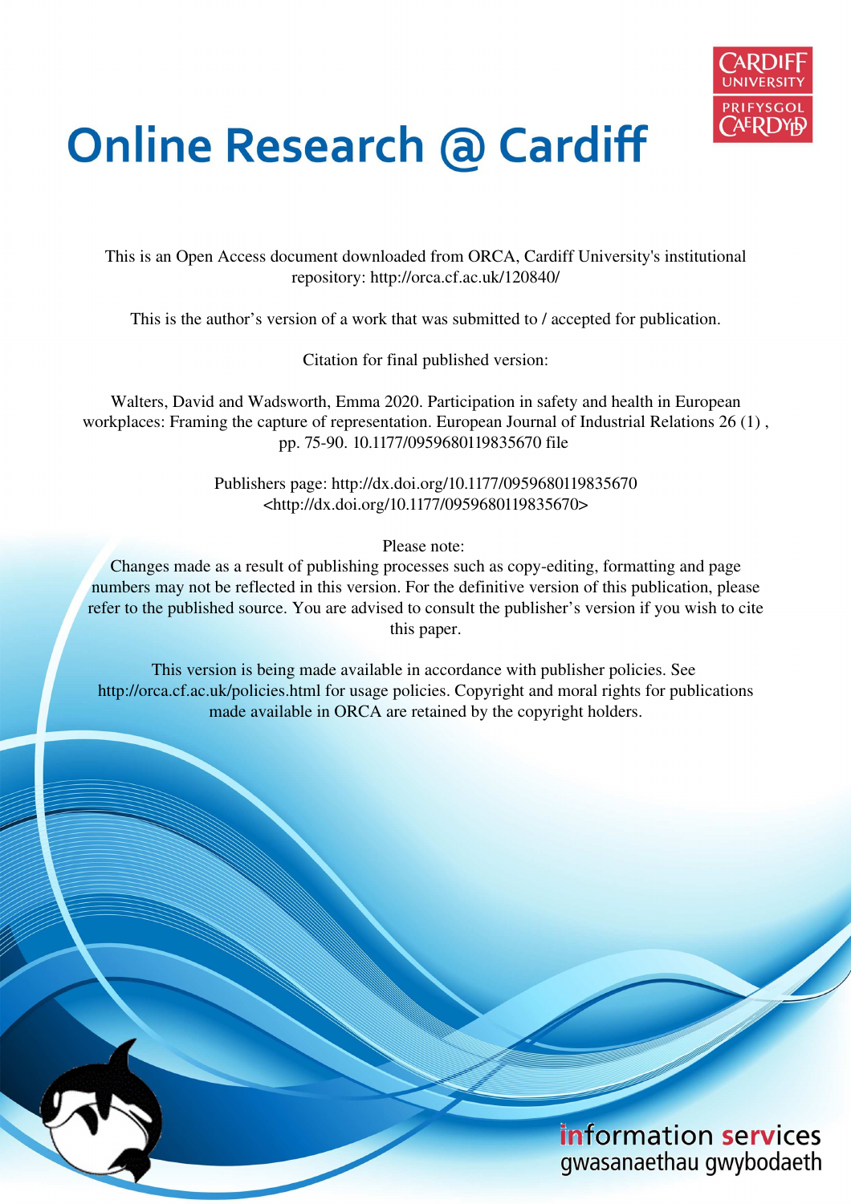# Online Research @ Cardiff

This is an Open Access document downloaded from ORCA, Cardiff University's institutional repository: http://orca.cf.ac.uk/120840/

This is the author's version of a work that was submitted to / accepted for publication.

Citation for final published version:

Walters, David and Wadsworth, Emma 2020. Participation in safety and health in European workplaces: Framing the capture of representation. European Journal of Industrial Relations 26 (1) , pp. 75-90. 10.1177/0959680119835670 file

Publishers page: http://dx.doi.org/10.1177/0959680119835670 <http://dx.doi.org/10.1177/0959680119835670>

Please note:
Changes made as a result of publishing processes such as copy-editing, formatting and page numbers may not be reflected in this version. For the definitive version of this publication, please refer to the published source. You are advised to consult the publisher's version if you wish to cite this paper.

This version is being made available in accordance with publisher policies. See http://orca.cf.ac.uk/policies.html for usage policies. Copyright and moral rights for publications made available in ORCA are retained by the copyright holders.

information services
gwasanaethau gwybodaeth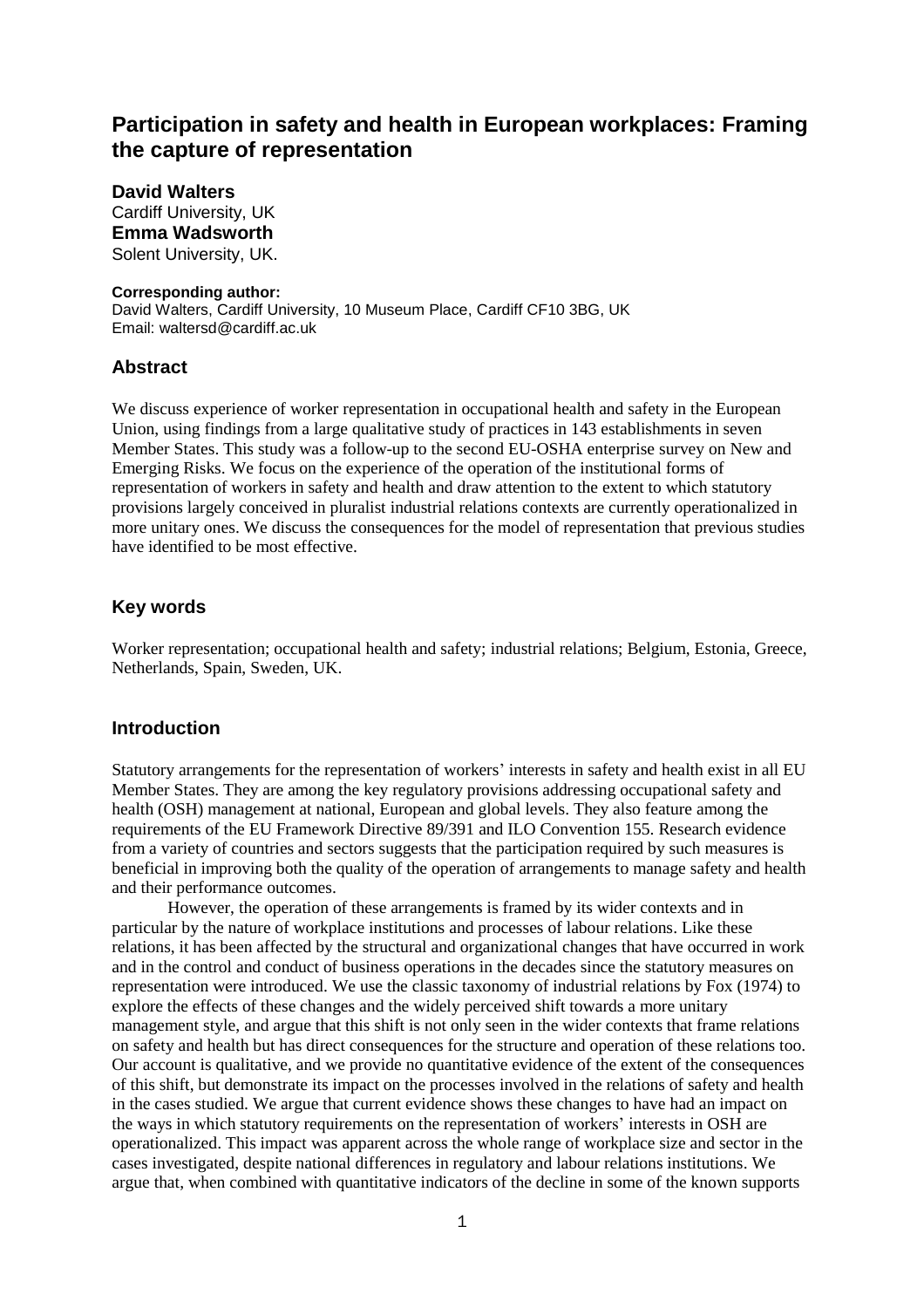# Participation in safety and health in European workplaces: Framing the capture of representation

**David Walters**
Cardiff University, UK
**Emma Wadsworth**
Solent University, UK.

**Corresponding author:**
David Walters, Cardiff University, 10 Museum Place, Cardiff CF10 3BG, UK
Email: waltersd@cardiff.ac.uk

## Abstract

We discuss experience of worker representation in occupational health and safety in the European Union, using findings from a large qualitative study of practices in 143 establishments in seven Member States. This study was a follow-up to the second EU-OSHA enterprise survey on New and Emerging Risks. We focus on the experience of the operation of the institutional forms of representation of workers in safety and health and draw attention to the extent to which statutory provisions largely conceived in pluralist industrial relations contexts are currently operationalized in more unitary ones. We discuss the consequences for the model of representation that previous studies have identified to be most effective.

## Key words

Worker representation; occupational health and safety; industrial relations; Belgium, Estonia, Greece, Netherlands, Spain, Sweden, UK.

## Introduction

Statutory arrangements for the representation of workers' interests in safety and health exist in all EU Member States. They are among the key regulatory provisions addressing occupational safety and health (OSH) management at national, European and global levels. They also feature among the requirements of the EU Framework Directive 89/391 and ILO Convention 155. Research evidence from a variety of countries and sectors suggests that the participation required by such measures is beneficial in improving both the quality of the operation of arrangements to manage safety and health and their performance outcomes.

However, the operation of these arrangements is framed by its wider contexts and in particular by the nature of workplace institutions and processes of labour relations. Like these relations, it has been affected by the structural and organizational changes that have occurred in work and in the control and conduct of business operations in the decades since the statutory measures on representation were introduced. We use the classic taxonomy of industrial relations by Fox (1974) to explore the effects of these changes and the widely perceived shift towards a more unitary management style, and argue that this shift is not only seen in the wider contexts that frame relations on safety and health but has direct consequences for the structure and operation of these relations too. Our account is qualitative, and we provide no quantitative evidence of the extent of the consequences of this shift, but demonstrate its impact on the processes involved in the relations of safety and health in the cases studied. We argue that current evidence shows these changes to have had an impact on the ways in which statutory requirements on the representation of workers' interests in OSH are operationalized. This impact was apparent across the whole range of workplace size and sector in the cases investigated, despite national differences in regulatory and labour relations institutions. We argue that, when combined with quantitative indicators of the decline in some of the known supports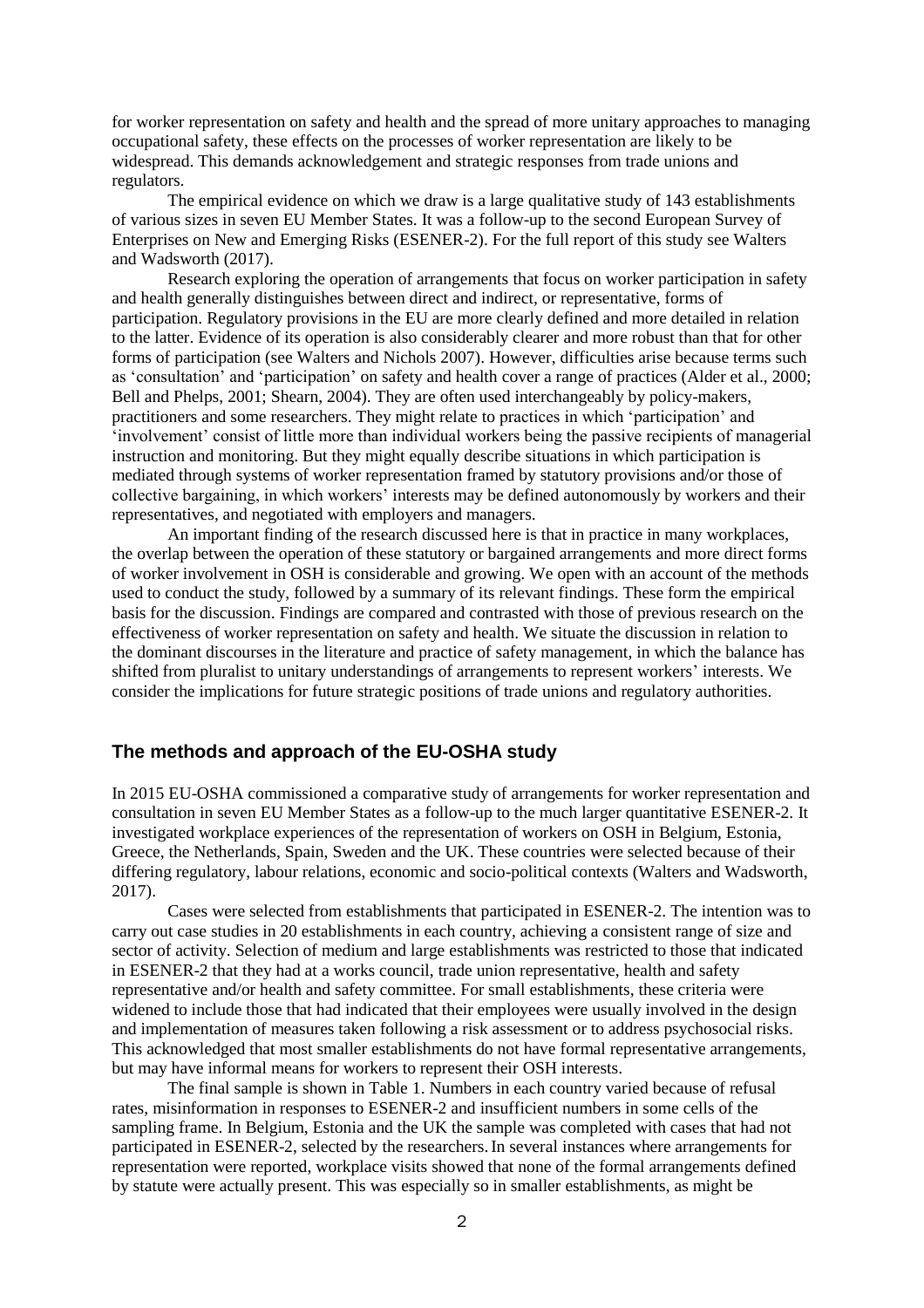for worker representation on safety and health and the spread of more unitary approaches to managing occupational safety, these effects on the processes of worker representation are likely to be widespread. This demands acknowledgement and strategic responses from trade unions and regulators.

The empirical evidence on which we draw is a large qualitative study of 143 establishments of various sizes in seven EU Member States. It was a follow-up to the second European Survey of Enterprises on New and Emerging Risks (ESENER-2). For the full report of this study see Walters and Wadsworth (2017).

Research exploring the operation of arrangements that focus on worker participation in safety and health generally distinguishes between direct and indirect, or representative, forms of participation. Regulatory provisions in the EU are more clearly defined and more detailed in relation to the latter. Evidence of its operation is also considerably clearer and more robust than that for other forms of participation (see Walters and Nichols 2007). However, difficulties arise because terms such as 'consultation' and 'participation' on safety and health cover a range of practices (Alder et al., 2000; Bell and Phelps, 2001; Shearn, 2004). They are often used interchangeably by policy-makers, practitioners and some researchers. They might relate to practices in which 'participation' and 'involvement' consist of little more than individual workers being the passive recipients of managerial instruction and monitoring. But they might equally describe situations in which participation is mediated through systems of worker representation framed by statutory provisions and/or those of collective bargaining, in which workers' interests may be defined autonomously by workers and their representatives, and negotiated with employers and managers.

An important finding of the research discussed here is that in practice in many workplaces, the overlap between the operation of these statutory or bargained arrangements and more direct forms of worker involvement in OSH is considerable and growing. We open with an account of the methods used to conduct the study, followed by a summary of its relevant findings. These form the empirical basis for the discussion. Findings are compared and contrasted with those of previous research on the effectiveness of worker representation on safety and health. We situate the discussion in relation to the dominant discourses in the literature and practice of safety management, in which the balance has shifted from pluralist to unitary understandings of arrangements to represent workers' interests. We consider the implications for future strategic positions of trade unions and regulatory authorities.

## The methods and approach of the EU-OSHA study

In 2015 EU-OSHA commissioned a comparative study of arrangements for worker representation and consultation in seven EU Member States as a follow-up to the much larger quantitative ESENER-2. It investigated workplace experiences of the representation of workers on OSH in Belgium, Estonia, Greece, the Netherlands, Spain, Sweden and the UK. These countries were selected because of their differing regulatory, labour relations, economic and socio-political contexts (Walters and Wadsworth, 2017).

Cases were selected from establishments that participated in ESENER-2. The intention was to carry out case studies in 20 establishments in each country, achieving a consistent range of size and sector of activity. Selection of medium and large establishments was restricted to those that indicated in ESENER-2 that they had at a works council, trade union representative, health and safety representative and/or health and safety committee. For small establishments, these criteria were widened to include those that had indicated that their employees were usually involved in the design and implementation of measures taken following a risk assessment or to address psychosocial risks. This acknowledged that most smaller establishments do not have formal representative arrangements, but may have informal means for workers to represent their OSH interests.

The final sample is shown in Table 1. Numbers in each country varied because of refusal rates, misinformation in responses to ESENER-2 and insufficient numbers in some cells of the sampling frame. In Belgium, Estonia and the UK the sample was completed with cases that had not participated in ESENER-2, selected by the researchers. In several instances where arrangements for representation were reported, workplace visits showed that none of the formal arrangements defined by statute were actually present. This was especially so in smaller establishments, as might be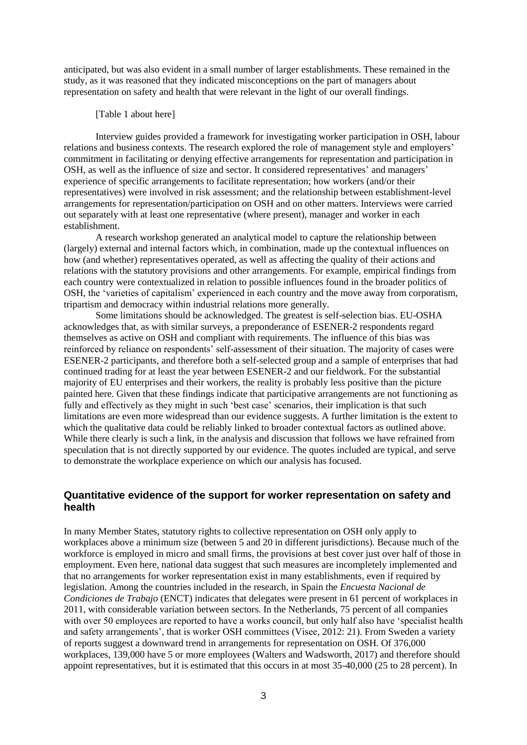anticipated, but was also evident in a small number of larger establishments. These remained in the study, as it was reasoned that they indicated misconceptions on the part of managers about representation on safety and health that were relevant in the light of our overall findings.

[Table 1 about here]

Interview guides provided a framework for investigating worker participation in OSH, labour relations and business contexts. The research explored the role of management style and employers' commitment in facilitating or denying effective arrangements for representation and participation in OSH, as well as the influence of size and sector. It considered representatives' and managers' experience of specific arrangements to facilitate representation; how workers (and/or their representatives) were involved in risk assessment; and the relationship between establishment-level arrangements for representation/participation on OSH and on other matters. Interviews were carried out separately with at least one representative (where present), manager and worker in each establishment.

A research workshop generated an analytical model to capture the relationship between (largely) external and internal factors which, in combination, made up the contextual influences on how (and whether) representatives operated, as well as affecting the quality of their actions and relations with the statutory provisions and other arrangements. For example, empirical findings from each country were contextualized in relation to possible influences found in the broader politics of OSH, the 'varieties of capitalism' experienced in each country and the move away from corporatism, tripartism and democracy within industrial relations more generally.

Some limitations should be acknowledged. The greatest is self-selection bias. EU-OSHA acknowledges that, as with similar surveys, a preponderance of ESENER-2 respondents regard themselves as active on OSH and compliant with requirements. The influence of this bias was reinforced by reliance on respondents' self-assessment of their situation. The majority of cases were ESENER-2 participants, and therefore both a self-selected group and a sample of enterprises that had continued trading for at least the year between ESENER-2 and our fieldwork. For the substantial majority of EU enterprises and their workers, the reality is probably less positive than the picture painted here. Given that these findings indicate that participative arrangements are not functioning as fully and effectively as they might in such 'best case' scenarios, their implication is that such limitations are even more widespread than our evidence suggests. A further limitation is the extent to which the qualitative data could be reliably linked to broader contextual factors as outlined above. While there clearly is such a link, in the analysis and discussion that follows we have refrained from speculation that is not directly supported by our evidence. The quotes included are typical, and serve to demonstrate the workplace experience on which our analysis has focused.

## Quantitative evidence of the support for worker representation on safety and health

In many Member States, statutory rights to collective representation on OSH only apply to workplaces above a minimum size (between 5 and 20 in different jurisdictions). Because much of the workforce is employed in micro and small firms, the provisions at best cover just over half of those in employment. Even here, national data suggest that such measures are incompletely implemented and that no arrangements for worker representation exist in many establishments, even if required by legislation. Among the countries included in the research, in Spain the *Encuesta Nacional de Condiciones de Trabajo* (ENCT) indicates that delegates were present in 61 percent of workplaces in 2011, with considerable variation between sectors. In the Netherlands, 75 percent of all companies with over 50 employees are reported to have a works council, but only half also have 'specialist health and safety arrangements', that is worker OSH committees (Visee, 2012: 21). From Sweden a variety of reports suggest a downward trend in arrangements for representation on OSH. Of 376,000 workplaces, 139,000 have 5 or more employees (Walters and Wadsworth, 2017) and therefore should appoint representatives, but it is estimated that this occurs in at most 35-40,000 (25 to 28 percent). In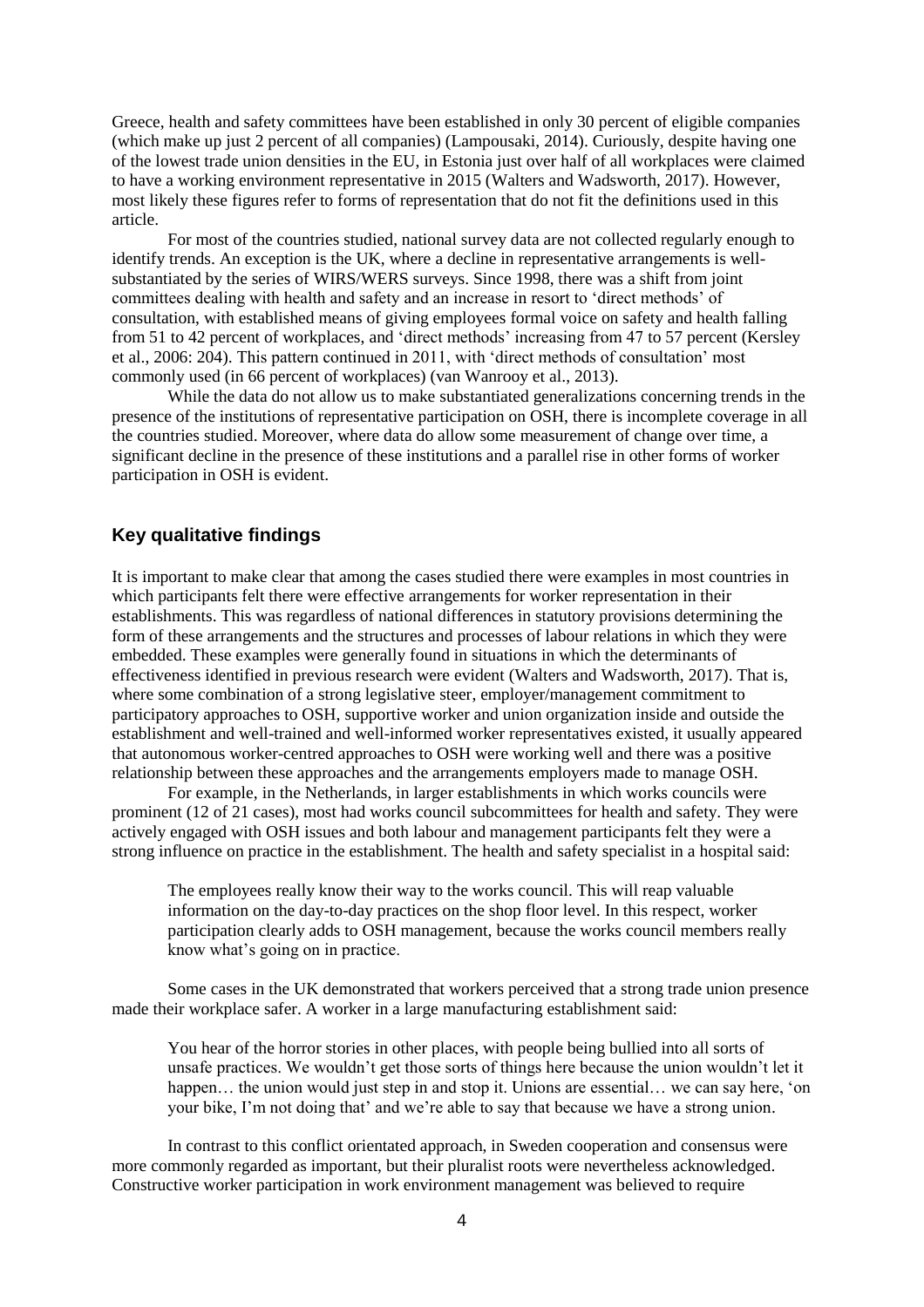Greece, health and safety committees have been established in only 30 percent of eligible companies (which make up just 2 percent of all companies) (Lampousaki, 2014). Curiously, despite having one of the lowest trade union densities in the EU, in Estonia just over half of all workplaces were claimed to have a working environment representative in 2015 (Walters and Wadsworth, 2017). However, most likely these figures refer to forms of representation that do not fit the definitions used in this article.

For most of the countries studied, national survey data are not collected regularly enough to identify trends. An exception is the UK, where a decline in representative arrangements is well-substantiated by the series of WIRS/WERS surveys. Since 1998, there was a shift from joint committees dealing with health and safety and an increase in resort to 'direct methods' of consultation, with established means of giving employees formal voice on safety and health falling from 51 to 42 percent of workplaces, and 'direct methods' increasing from 47 to 57 percent (Kersley et al., 2006: 204). This pattern continued in 2011, with 'direct methods of consultation' most commonly used (in 66 percent of workplaces) (van Wanrooy et al., 2013).

While the data do not allow us to make substantiated generalizations concerning trends in the presence of the institutions of representative participation on OSH, there is incomplete coverage in all the countries studied. Moreover, where data do allow some measurement of change over time, a significant decline in the presence of these institutions and a parallel rise in other forms of worker participation in OSH is evident.

## Key qualitative findings

It is important to make clear that among the cases studied there were examples in most countries in which participants felt there were effective arrangements for worker representation in their establishments. This was regardless of national differences in statutory provisions determining the form of these arrangements and the structures and processes of labour relations in which they were embedded. These examples were generally found in situations in which the determinants of effectiveness identified in previous research were evident (Walters and Wadsworth, 2017). That is, where some combination of a strong legislative steer, employer/management commitment to participatory approaches to OSH, supportive worker and union organization inside and outside the establishment and well-trained and well-informed worker representatives existed, it usually appeared that autonomous worker-centred approaches to OSH were working well and there was a positive relationship between these approaches and the arrangements employers made to manage OSH.

For example, in the Netherlands, in larger establishments in which works councils were prominent (12 of 21 cases), most had works council subcommittees for health and safety. They were actively engaged with OSH issues and both labour and management participants felt they were a strong influence on practice in the establishment. The health and safety specialist in a hospital said:

> The employees really know their way to the works council. This will reap valuable information on the day-to-day practices on the shop floor level. In this respect, worker participation clearly adds to OSH management, because the works council members really know what's going on in practice.

Some cases in the UK demonstrated that workers perceived that a strong trade union presence made their workplace safer. A worker in a large manufacturing establishment said:

> You hear of the horror stories in other places, with people being bullied into all sorts of unsafe practices. We wouldn't get those sorts of things here because the union wouldn't let it happen… the union would just step in and stop it. Unions are essential… we can say here, 'on your bike, I'm not doing that' and we're able to say that because we have a strong union.

In contrast to this conflict orientated approach, in Sweden cooperation and consensus were more commonly regarded as important, but their pluralist roots were nevertheless acknowledged. Constructive worker participation in work environment management was believed to require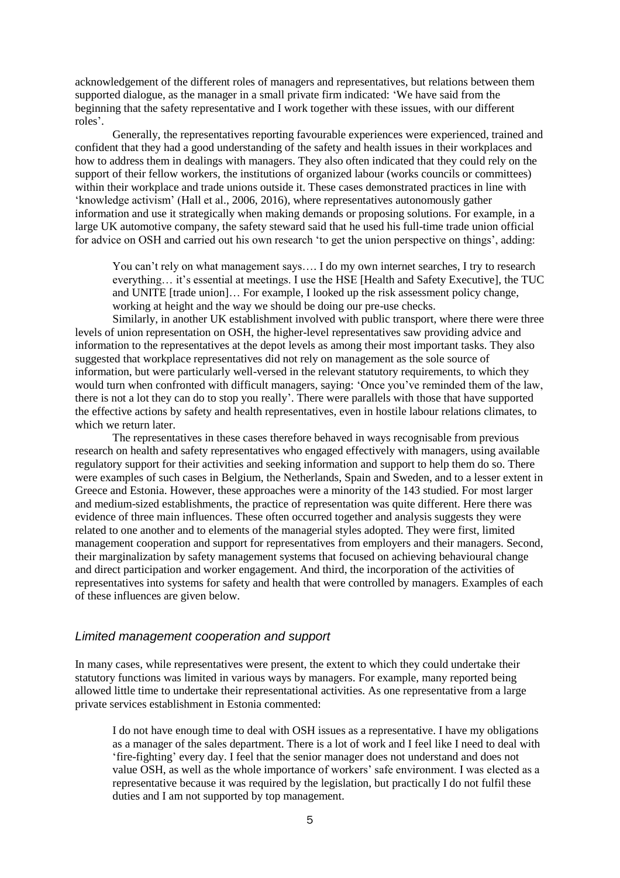acknowledgement of the different roles of managers and representatives, but relations between them supported dialogue, as the manager in a small private firm indicated: 'We have said from the beginning that the safety representative and I work together with these issues, with our different roles'.

Generally, the representatives reporting favourable experiences were experienced, trained and confident that they had a good understanding of the safety and health issues in their workplaces and how to address them in dealings with managers. They also often indicated that they could rely on the support of their fellow workers, the institutions of organized labour (works councils or committees) within their workplace and trade unions outside it. These cases demonstrated practices in line with 'knowledge activism' (Hall et al., 2006, 2016), where representatives autonomously gather information and use it strategically when making demands or proposing solutions. For example, in a large UK automotive company, the safety steward said that he used his full-time trade union official for advice on OSH and carried out his own research 'to get the union perspective on things', adding:

> You can't rely on what management says…. I do my own internet searches, I try to research everything… it's essential at meetings. I use the HSE [Health and Safety Executive], the TUC and UNITE [trade union]… For example, I looked up the risk assessment policy change, working at height and the way we should be doing our pre-use checks.

Similarly, in another UK establishment involved with public transport, where there were three levels of union representation on OSH, the higher-level representatives saw providing advice and information to the representatives at the depot levels as among their most important tasks. They also suggested that workplace representatives did not rely on management as the sole source of information, but were particularly well-versed in the relevant statutory requirements, to which they would turn when confronted with difficult managers, saying: 'Once you've reminded them of the law, there is not a lot they can do to stop you really'. There were parallels with those that have supported the effective actions by safety and health representatives, even in hostile labour relations climates, to which we return later.

The representatives in these cases therefore behaved in ways recognisable from previous research on health and safety representatives who engaged effectively with managers, using available regulatory support for their activities and seeking information and support to help them do so. There were examples of such cases in Belgium, the Netherlands, Spain and Sweden, and to a lesser extent in Greece and Estonia. However, these approaches were a minority of the 143 studied. For most larger and medium-sized establishments, the practice of representation was quite different. Here there was evidence of three main influences. These often occurred together and analysis suggests they were related to one another and to elements of the managerial styles adopted. They were first, limited management cooperation and support for representatives from employers and their managers. Second, their marginalization by safety management systems that focused on achieving behavioural change and direct participation and worker engagement. And third, the incorporation of the activities of representatives into systems for safety and health that were controlled by managers. Examples of each of these influences are given below.

### *Limited management cooperation and support*

In many cases, while representatives were present, the extent to which they could undertake their statutory functions was limited in various ways by managers. For example, many reported being allowed little time to undertake their representational activities. As one representative from a large private services establishment in Estonia commented:

> I do not have enough time to deal with OSH issues as a representative. I have my obligations as a manager of the sales department. There is a lot of work and I feel like I need to deal with 'fire-fighting' every day. I feel that the senior manager does not understand and does not value OSH, as well as the whole importance of workers' safe environment. I was elected as a representative because it was required by the legislation, but practically I do not fulfil these duties and I am not supported by top management.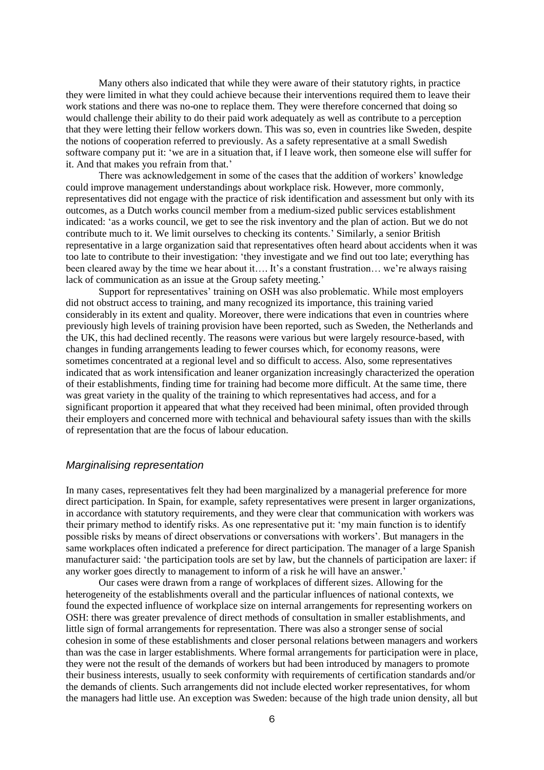Many others also indicated that while they were aware of their statutory rights, in practice they were limited in what they could achieve because their interventions required them to leave their work stations and there was no-one to replace them. They were therefore concerned that doing so would challenge their ability to do their paid work adequately as well as contribute to a perception that they were letting their fellow workers down. This was so, even in countries like Sweden, despite the notions of cooperation referred to previously. As a safety representative at a small Swedish software company put it: 'we are in a situation that, if I leave work, then someone else will suffer for it. And that makes you refrain from that.'

There was acknowledgement in some of the cases that the addition of workers' knowledge could improve management understandings about workplace risk. However, more commonly, representatives did not engage with the practice of risk identification and assessment but only with its outcomes, as a Dutch works council member from a medium-sized public services establishment indicated: 'as a works council, we get to see the risk inventory and the plan of action. But we do not contribute much to it. We limit ourselves to checking its contents.' Similarly, a senior British representative in a large organization said that representatives often heard about accidents when it was too late to contribute to their investigation: 'they investigate and we find out too late; everything has been cleared away by the time we hear about it…. It's a constant frustration… we're always raising lack of communication as an issue at the Group safety meeting.'

Support for representatives' training on OSH was also problematic. While most employers did not obstruct access to training, and many recognized its importance, this training varied considerably in its extent and quality. Moreover, there were indications that even in countries where previously high levels of training provision have been reported, such as Sweden, the Netherlands and the UK, this had declined recently. The reasons were various but were largely resource-based, with changes in funding arrangements leading to fewer courses which, for economy reasons, were sometimes concentrated at a regional level and so difficult to access. Also, some representatives indicated that as work intensification and leaner organization increasingly characterized the operation of their establishments, finding time for training had become more difficult. At the same time, there was great variety in the quality of the training to which representatives had access, and for a significant proportion it appeared that what they received had been minimal, often provided through their employers and concerned more with technical and behavioural safety issues than with the skills of representation that are the focus of labour education.

## *Marginalising representation*

In many cases, representatives felt they had been marginalized by a managerial preference for more direct participation. In Spain, for example, safety representatives were present in larger organizations, in accordance with statutory requirements, and they were clear that communication with workers was their primary method to identify risks. As one representative put it: 'my main function is to identify possible risks by means of direct observations or conversations with workers'. But managers in the same workplaces often indicated a preference for direct participation. The manager of a large Spanish manufacturer said: 'the participation tools are set by law, but the channels of participation are laxer: if any worker goes directly to management to inform of a risk he will have an answer.'

Our cases were drawn from a range of workplaces of different sizes. Allowing for the heterogeneity of the establishments overall and the particular influences of national contexts, we found the expected influence of workplace size on internal arrangements for representing workers on OSH: there was greater prevalence of direct methods of consultation in smaller establishments, and little sign of formal arrangements for representation. There was also a stronger sense of social cohesion in some of these establishments and closer personal relations between managers and workers than was the case in larger establishments. Where formal arrangements for participation were in place, they were not the result of the demands of workers but had been introduced by managers to promote their business interests, usually to seek conformity with requirements of certification standards and/or the demands of clients. Such arrangements did not include elected worker representatives, for whom the managers had little use. An exception was Sweden: because of the high trade union density, all but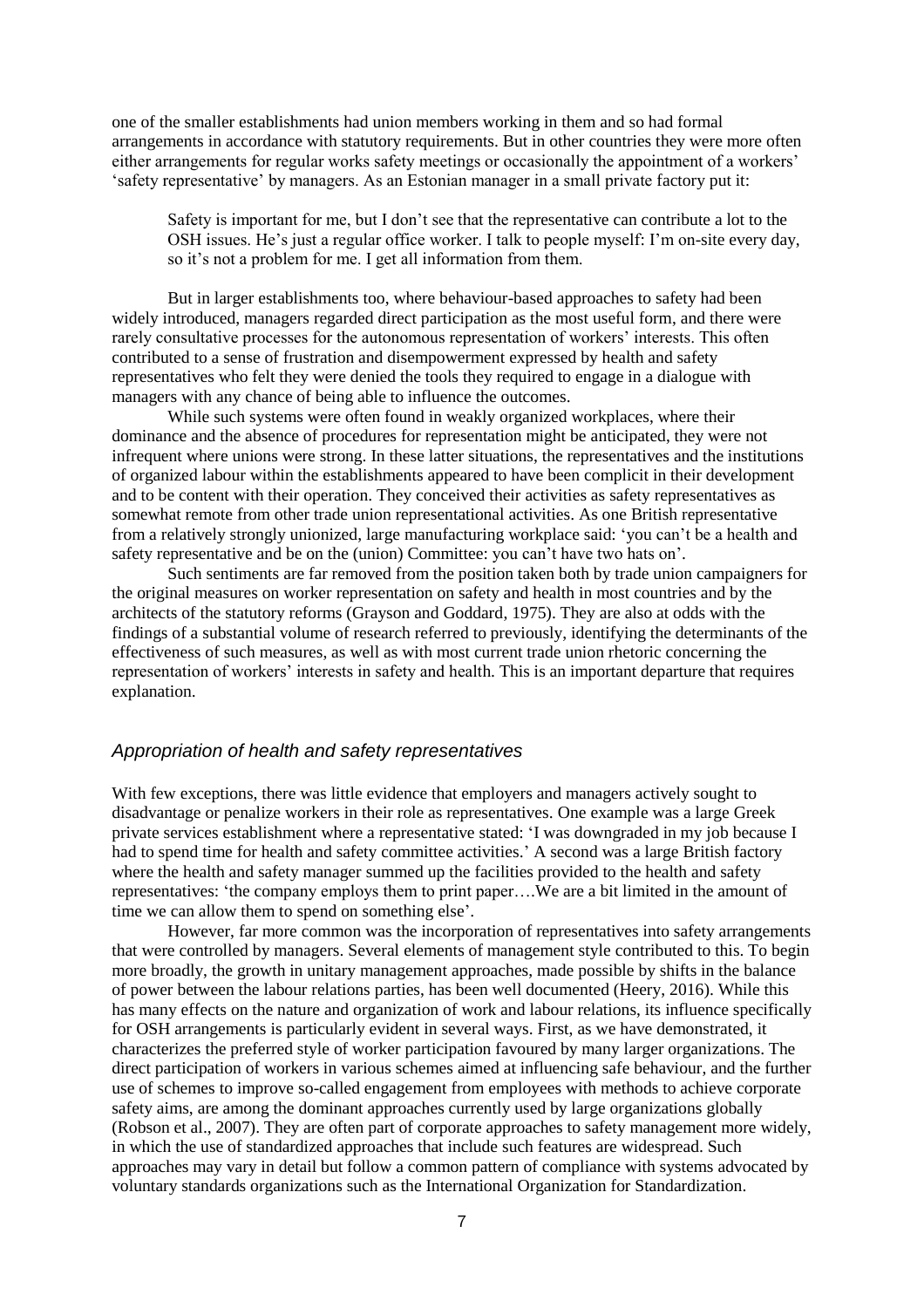one of the smaller establishments had union members working in them and so had formal arrangements in accordance with statutory requirements. But in other countries they were more often either arrangements for regular works safety meetings or occasionally the appointment of a workers' 'safety representative' by managers. As an Estonian manager in a small private factory put it:

> Safety is important for me, but I don't see that the representative can contribute a lot to the OSH issues. He's just a regular office worker. I talk to people myself: I'm on-site every day, so it's not a problem for me. I get all information from them.

But in larger establishments too, where behaviour-based approaches to safety had been widely introduced, managers regarded direct participation as the most useful form, and there were rarely consultative processes for the autonomous representation of workers' interests. This often contributed to a sense of frustration and disempowerment expressed by health and safety representatives who felt they were denied the tools they required to engage in a dialogue with managers with any chance of being able to influence the outcomes.

While such systems were often found in weakly organized workplaces, where their dominance and the absence of procedures for representation might be anticipated, they were not infrequent where unions were strong. In these latter situations, the representatives and the institutions of organized labour within the establishments appeared to have been complicit in their development and to be content with their operation. They conceived their activities as safety representatives as somewhat remote from other trade union representational activities. As one British representative from a relatively strongly unionized, large manufacturing workplace said: 'you can't be a health and safety representative and be on the (union) Committee: you can't have two hats on'.

Such sentiments are far removed from the position taken both by trade union campaigners for the original measures on worker representation on safety and health in most countries and by the architects of the statutory reforms (Grayson and Goddard, 1975). They are also at odds with the findings of a substantial volume of research referred to previously, identifying the determinants of the effectiveness of such measures, as well as with most current trade union rhetoric concerning the representation of workers' interests in safety and health. This is an important departure that requires explanation.

## *Appropriation of health and safety representatives*

With few exceptions, there was little evidence that employers and managers actively sought to disadvantage or penalize workers in their role as representatives. One example was a large Greek private services establishment where a representative stated: 'I was downgraded in my job because I had to spend time for health and safety committee activities.' A second was a large British factory where the health and safety manager summed up the facilities provided to the health and safety representatives: 'the company employs them to print paper….We are a bit limited in the amount of time we can allow them to spend on something else'.

However, far more common was the incorporation of representatives into safety arrangements that were controlled by managers. Several elements of management style contributed to this. To begin more broadly, the growth in unitary management approaches, made possible by shifts in the balance of power between the labour relations parties, has been well documented (Heery, 2016). While this has many effects on the nature and organization of work and labour relations, its influence specifically for OSH arrangements is particularly evident in several ways. First, as we have demonstrated, it characterizes the preferred style of worker participation favoured by many larger organizations. The direct participation of workers in various schemes aimed at influencing safe behaviour, and the further use of schemes to improve so-called engagement from employees with methods to achieve corporate safety aims, are among the dominant approaches currently used by large organizations globally (Robson et al., 2007). They are often part of corporate approaches to safety management more widely, in which the use of standardized approaches that include such features are widespread. Such approaches may vary in detail but follow a common pattern of compliance with systems advocated by voluntary standards organizations such as the International Organization for Standardization.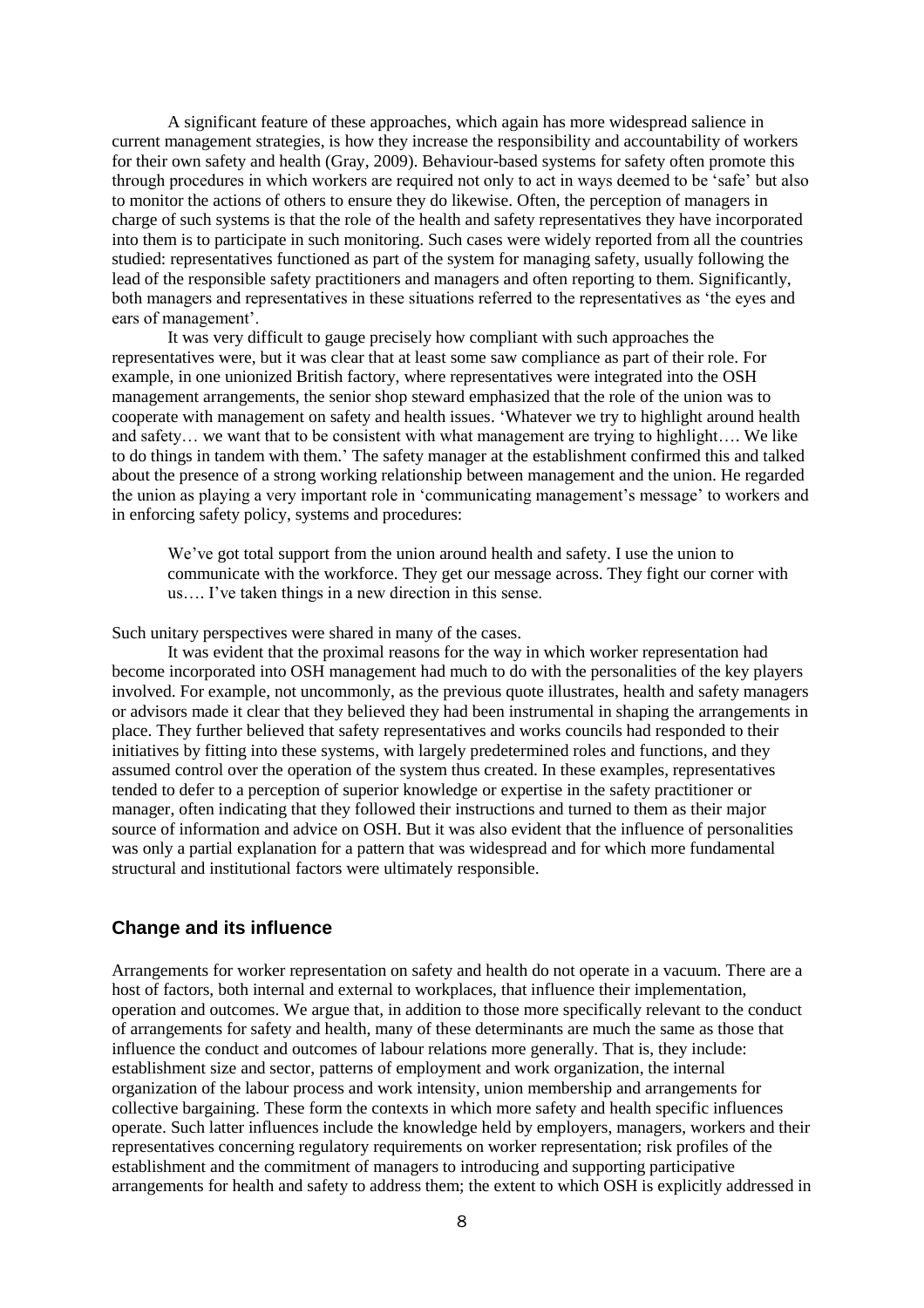A significant feature of these approaches, which again has more widespread salience in current management strategies, is how they increase the responsibility and accountability of workers for their own safety and health (Gray, 2009). Behaviour-based systems for safety often promote this through procedures in which workers are required not only to act in ways deemed to be 'safe' but also to monitor the actions of others to ensure they do likewise. Often, the perception of managers in charge of such systems is that the role of the health and safety representatives they have incorporated into them is to participate in such monitoring. Such cases were widely reported from all the countries studied: representatives functioned as part of the system for managing safety, usually following the lead of the responsible safety practitioners and managers and often reporting to them. Significantly, both managers and representatives in these situations referred to the representatives as 'the eyes and ears of management'.

It was very difficult to gauge precisely how compliant with such approaches the representatives were, but it was clear that at least some saw compliance as part of their role. For example, in one unionized British factory, where representatives were integrated into the OSH management arrangements, the senior shop steward emphasized that the role of the union was to cooperate with management on safety and health issues. 'Whatever we try to highlight around health and safety… we want that to be consistent with what management are trying to highlight…. We like to do things in tandem with them.' The safety manager at the establishment confirmed this and talked about the presence of a strong working relationship between management and the union. He regarded the union as playing a very important role in 'communicating management's message' to workers and in enforcing safety policy, systems and procedures:

> We've got total support from the union around health and safety. I use the union to communicate with the workforce. They get our message across. They fight our corner with us…. I've taken things in a new direction in this sense.

Such unitary perspectives were shared in many of the cases.

It was evident that the proximal reasons for the way in which worker representation had become incorporated into OSH management had much to do with the personalities of the key players involved. For example, not uncommonly, as the previous quote illustrates, health and safety managers or advisors made it clear that they believed they had been instrumental in shaping the arrangements in place. They further believed that safety representatives and works councils had responded to their initiatives by fitting into these systems, with largely predetermined roles and functions, and they assumed control over the operation of the system thus created. In these examples, representatives tended to defer to a perception of superior knowledge or expertise in the safety practitioner or manager, often indicating that they followed their instructions and turned to them as their major source of information and advice on OSH. But it was also evident that the influence of personalities was only a partial explanation for a pattern that was widespread and for which more fundamental structural and institutional factors were ultimately responsible.

## Change and its influence

Arrangements for worker representation on safety and health do not operate in a vacuum. There are a host of factors, both internal and external to workplaces, that influence their implementation, operation and outcomes. We argue that, in addition to those more specifically relevant to the conduct of arrangements for safety and health, many of these determinants are much the same as those that influence the conduct and outcomes of labour relations more generally. That is, they include: establishment size and sector, patterns of employment and work organization, the internal organization of the labour process and work intensity, union membership and arrangements for collective bargaining. These form the contexts in which more safety and health specific influences operate. Such latter influences include the knowledge held by employers, managers, workers and their representatives concerning regulatory requirements on worker representation; risk profiles of the establishment and the commitment of managers to introducing and supporting participative arrangements for health and safety to address them; the extent to which OSH is explicitly addressed in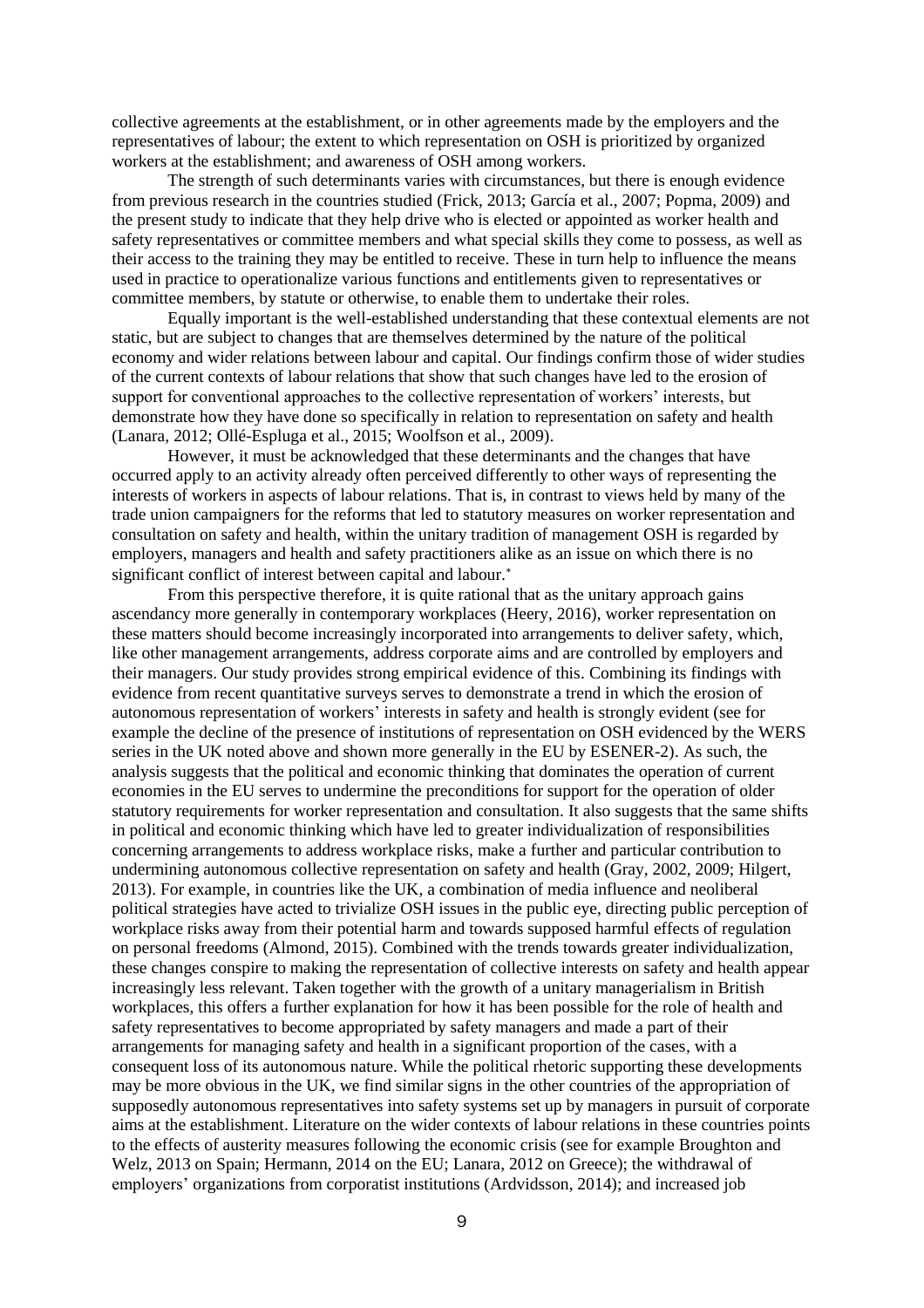collective agreements at the establishment, or in other agreements made by the employers and the representatives of labour; the extent to which representation on OSH is prioritized by organized workers at the establishment; and awareness of OSH among workers.

The strength of such determinants varies with circumstances, but there is enough evidence from previous research in the countries studied (Frick, 2013; García et al., 2007; Popma, 2009) and the present study to indicate that they help drive who is elected or appointed as worker health and safety representatives or committee members and what special skills they come to possess, as well as their access to the training they may be entitled to receive. These in turn help to influence the means used in practice to operationalize various functions and entitlements given to representatives or committee members, by statute or otherwise, to enable them to undertake their roles.

Equally important is the well-established understanding that these contextual elements are not static, but are subject to changes that are themselves determined by the nature of the political economy and wider relations between labour and capital. Our findings confirm those of wider studies of the current contexts of labour relations that show that such changes have led to the erosion of support for conventional approaches to the collective representation of workers' interests, but demonstrate how they have done so specifically in relation to representation on safety and health (Lanara, 2012; Ollé-Espluga et al., 2015; Woolfson et al., 2009).

However, it must be acknowledged that these determinants and the changes that have occurred apply to an activity already often perceived differently to other ways of representing the interests of workers in aspects of labour relations. That is, in contrast to views held by many of the trade union campaigners for the reforms that led to statutory measures on worker representation and consultation on safety and health, within the unitary tradition of management OSH is regarded by employers, managers and health and safety practitioners alike as an issue on which there is no significant conflict of interest between capital and labour.*

From this perspective therefore, it is quite rational that as the unitary approach gains ascendancy more generally in contemporary workplaces (Heery, 2016), worker representation on these matters should become increasingly incorporated into arrangements to deliver safety, which, like other management arrangements, address corporate aims and are controlled by employers and their managers. Our study provides strong empirical evidence of this. Combining its findings with evidence from recent quantitative surveys serves to demonstrate a trend in which the erosion of autonomous representation of workers' interests in safety and health is strongly evident (see for example the decline of the presence of institutions of representation on OSH evidenced by the WERS series in the UK noted above and shown more generally in the EU by ESENER-2). As such, the analysis suggests that the political and economic thinking that dominates the operation of current economies in the EU serves to undermine the preconditions for support for the operation of older statutory requirements for worker representation and consultation. It also suggests that the same shifts in political and economic thinking which have led to greater individualization of responsibilities concerning arrangements to address workplace risks, make a further and particular contribution to undermining autonomous collective representation on safety and health (Gray, 2002, 2009; Hilgert, 2013). For example, in countries like the UK, a combination of media influence and neoliberal political strategies have acted to trivialize OSH issues in the public eye, directing public perception of workplace risks away from their potential harm and towards supposed harmful effects of regulation on personal freedoms (Almond, 2015). Combined with the trends towards greater individualization, these changes conspire to making the representation of collective interests on safety and health appear increasingly less relevant. Taken together with the growth of a unitary managerialism in British workplaces, this offers a further explanation for how it has been possible for the role of health and safety representatives to become appropriated by safety managers and made a part of their arrangements for managing safety and health in a significant proportion of the cases, with a consequent loss of its autonomous nature. While the political rhetoric supporting these developments may be more obvious in the UK, we find similar signs in the other countries of the appropriation of supposedly autonomous representatives into safety systems set up by managers in pursuit of corporate aims at the establishment. Literature on the wider contexts of labour relations in these countries points to the effects of austerity measures following the economic crisis (see for example Broughton and Welz, 2013 on Spain; Hermann, 2014 on the EU; Lanara, 2012 on Greece); the withdrawal of employers' organizations from corporatist institutions (Ardvidsson, 2014); and increased job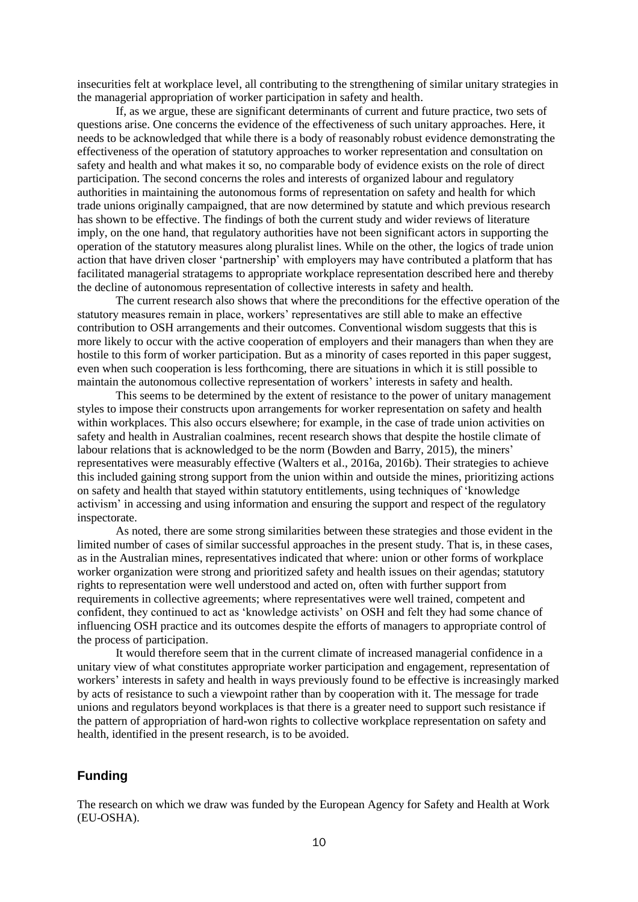insecurities felt at workplace level, all contributing to the strengthening of similar unitary strategies in the managerial appropriation of worker participation in safety and health.

If, as we argue, these are significant determinants of current and future practice, two sets of questions arise. One concerns the evidence of the effectiveness of such unitary approaches. Here, it needs to be acknowledged that while there is a body of reasonably robust evidence demonstrating the effectiveness of the operation of statutory approaches to worker representation and consultation on safety and health and what makes it so, no comparable body of evidence exists on the role of direct participation. The second concerns the roles and interests of organized labour and regulatory authorities in maintaining the autonomous forms of representation on safety and health for which trade unions originally campaigned, that are now determined by statute and which previous research has shown to be effective. The findings of both the current study and wider reviews of literature imply, on the one hand, that regulatory authorities have not been significant actors in supporting the operation of the statutory measures along pluralist lines. While on the other, the logics of trade union action that have driven closer 'partnership' with employers may have contributed a platform that has facilitated managerial stratagems to appropriate workplace representation described here and thereby the decline of autonomous representation of collective interests in safety and health.

The current research also shows that where the preconditions for the effective operation of the statutory measures remain in place, workers' representatives are still able to make an effective contribution to OSH arrangements and their outcomes. Conventional wisdom suggests that this is more likely to occur with the active cooperation of employers and their managers than when they are hostile to this form of worker participation. But as a minority of cases reported in this paper suggest, even when such cooperation is less forthcoming, there are situations in which it is still possible to maintain the autonomous collective representation of workers' interests in safety and health.

This seems to be determined by the extent of resistance to the power of unitary management styles to impose their constructs upon arrangements for worker representation on safety and health within workplaces. This also occurs elsewhere; for example, in the case of trade union activities on safety and health in Australian coalmines, recent research shows that despite the hostile climate of labour relations that is acknowledged to be the norm (Bowden and Barry, 2015), the miners' representatives were measurably effective (Walters et al., 2016a, 2016b). Their strategies to achieve this included gaining strong support from the union within and outside the mines, prioritizing actions on safety and health that stayed within statutory entitlements, using techniques of 'knowledge activism' in accessing and using information and ensuring the support and respect of the regulatory inspectorate.

As noted, there are some strong similarities between these strategies and those evident in the limited number of cases of similar successful approaches in the present study. That is, in these cases, as in the Australian mines, representatives indicated that where: union or other forms of workplace worker organization were strong and prioritized safety and health issues on their agendas; statutory rights to representation were well understood and acted on, often with further support from requirements in collective agreements; where representatives were well trained, competent and confident, they continued to act as 'knowledge activists' on OSH and felt they had some chance of influencing OSH practice and its outcomes despite the efforts of managers to appropriate control of the process of participation.

It would therefore seem that in the current climate of increased managerial confidence in a unitary view of what constitutes appropriate worker participation and engagement, representation of workers' interests in safety and health in ways previously found to be effective is increasingly marked by acts of resistance to such a viewpoint rather than by cooperation with it. The message for trade unions and regulators beyond workplaces is that there is a greater need to support such resistance if the pattern of appropriation of hard-won rights to collective workplace representation on safety and health, identified in the present research, is to be avoided.

## Funding

The research on which we draw was funded by the European Agency for Safety and Health at Work (EU-OSHA).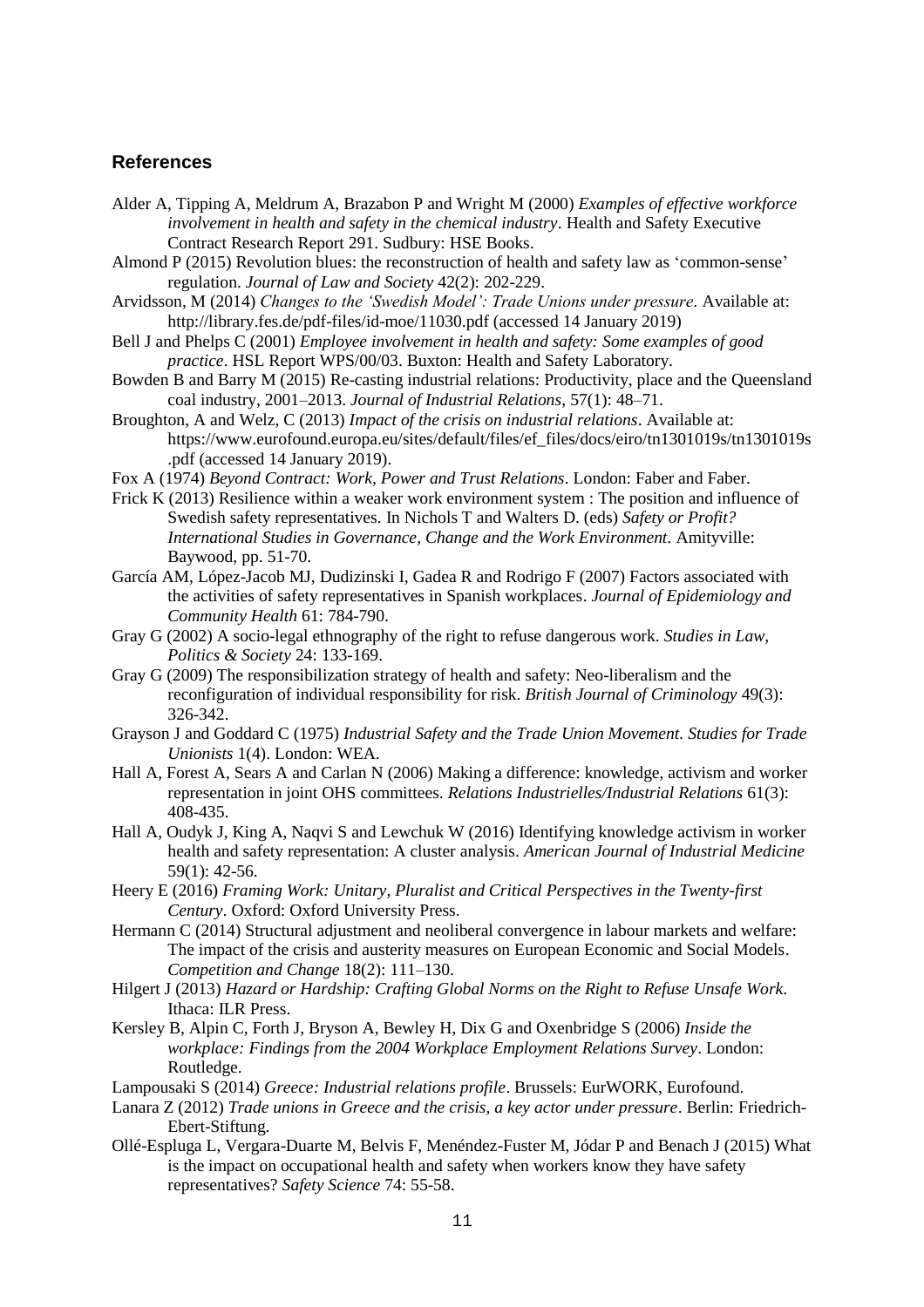## References

Alder A, Tipping A, Meldrum A, Brazabon P and Wright M (2000) *Examples of effective workforce involvement in health and safety in the chemical industry*. Health and Safety Executive Contract Research Report 291. Sudbury: HSE Books.

Almond P (2015) Revolution blues: the reconstruction of health and safety law as 'common-sense' regulation. *Journal of Law and Society* 42(2): 202-229.

Arvidsson, M (2014) *Changes to the 'Swedish Model': Trade Unions under pressure*. Available at: http://library.fes.de/pdf-files/id-moe/11030.pdf (accessed 14 January 2019)

Bell J and Phelps C (2001) *Employee involvement in health and safety: Some examples of good practice*. HSL Report WPS/00/03. Buxton: Health and Safety Laboratory.

Bowden B and Barry M (2015) Re-casting industrial relations: Productivity, place and the Queensland coal industry, 2001–2013. *Journal of Industrial Relations*, 57(1): 48–71.

Broughton, A and Welz, C (2013) *Impact of the crisis on industrial relations*. Available at: https://www.eurofound.europa.eu/sites/default/files/ef_files/docs/eiro/tn1301019s/tn1301019s.pdf (accessed 14 January 2019).

Fox A (1974) *Beyond Contract: Work, Power and Trust Relations*. London: Faber and Faber.

Frick K (2013) Resilience within a weaker work environment system : The position and influence of Swedish safety representatives. In Nichols T and Walters D. (eds) *Safety or Profit? International Studies in Governance, Change and the Work Environment*. Amityville: Baywood, pp. 51-70.

García AM, López-Jacob MJ, Dudizinski I, Gadea R and Rodrigo F (2007) Factors associated with the activities of safety representatives in Spanish workplaces. *Journal of Epidemiology and Community Health* 61: 784-790.

Gray G (2002) A socio-legal ethnography of the right to refuse dangerous work. *Studies in Law, Politics & Society* 24: 133-169.

Gray G (2009) The responsibilization strategy of health and safety: Neo-liberalism and the reconfiguration of individual responsibility for risk. *British Journal of Criminology* 49(3): 326-342.

Grayson J and Goddard C (1975) *Industrial Safety and the Trade Union Movement. Studies for Trade Unionists* 1(4). London: WEA.

Hall A, Forest A, Sears A and Carlan N (2006) Making a difference: knowledge, activism and worker representation in joint OHS committees. *Relations Industrielles/Industrial Relations* 61(3): 408-435.

Hall A, Oudyk J, King A, Naqvi S and Lewchuk W (2016) Identifying knowledge activism in worker health and safety representation: A cluster analysis. *American Journal of Industrial Medicine* 59(1): 42-56.

Heery E (2016) *Framing Work: Unitary, Pluralist and Critical Perspectives in the Twenty-first Century*. Oxford: Oxford University Press.

Hermann C (2014) Structural adjustment and neoliberal convergence in labour markets and welfare: The impact of the crisis and austerity measures on European Economic and Social Models. *Competition and Change* 18(2): 111–130.

Hilgert J (2013) *Hazard or Hardship: Crafting Global Norms on the Right to Refuse Unsafe Work*. Ithaca: ILR Press.

Kersley B, Alpin C, Forth J, Bryson A, Bewley H, Dix G and Oxenbridge S (2006) *Inside the workplace: Findings from the 2004 Workplace Employment Relations Survey*. London: Routledge.

Lampousaki S (2014) *Greece: Industrial relations profile*. Brussels: EurWORK, Eurofound.

Lanara Z (2012) *Trade unions in Greece and the crisis, a key actor under pressure*. Berlin: Friedrich-Ebert-Stiftung.

Ollé-Espluga L, Vergara-Duarte M, Belvis F, Menéndez-Fuster M, Jódar P and Benach J (2015) What is the impact on occupational health and safety when workers know they have safety representatives? *Safety Science* 74: 55-58.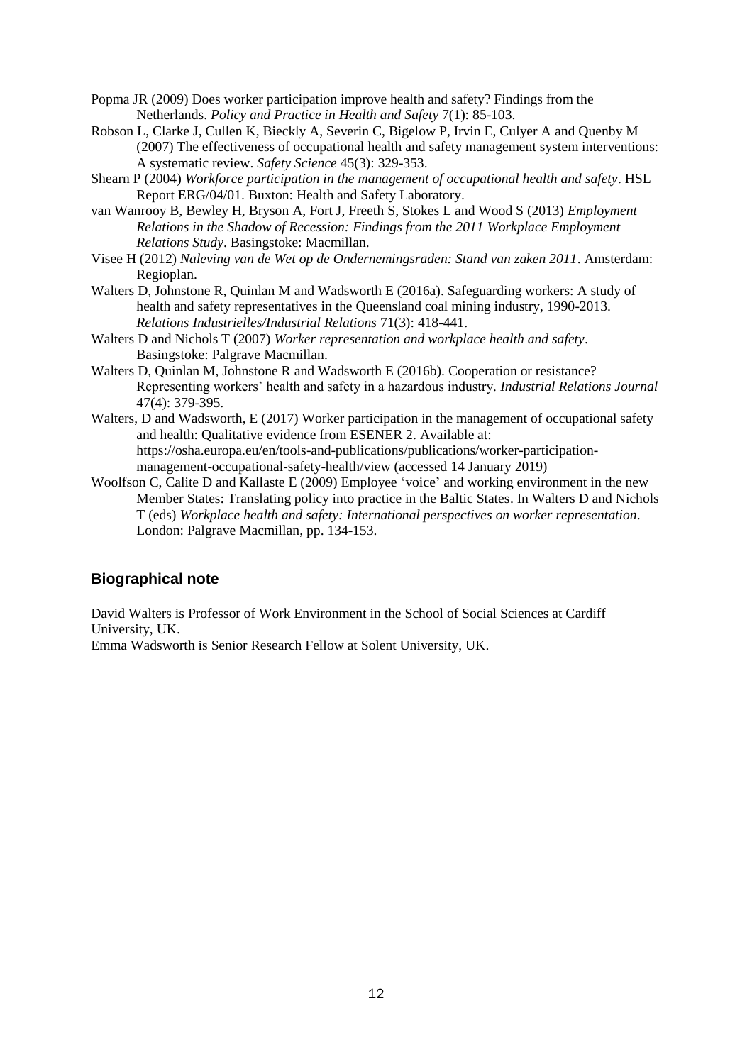Popma JR (2009) Does worker participation improve health and safety? Findings from the Netherlands. *Policy and Practice in Health and Safety* 7(1): 85-103.

Robson L, Clarke J, Cullen K, Bieckly A, Severin C, Bigelow P, Irvin E, Culyer A and Quenby M (2007) The effectiveness of occupational health and safety management system interventions: A systematic review. *Safety Science* 45(3): 329-353.

Shearn P (2004) *Workforce participation in the management of occupational health and safety*. HSL Report ERG/04/01. Buxton: Health and Safety Laboratory.

van Wanrooy B, Bewley H, Bryson A, Fort J, Freeth S, Stokes L and Wood S (2013) *Employment Relations in the Shadow of Recession: Findings from the 2011 Workplace Employment Relations Study*. Basingstoke: Macmillan.

Visee H (2012) *Naleving van de Wet op de Ondernemingsraden: Stand van zaken 2011*. Amsterdam: Regioplan.

Walters D, Johnstone R, Quinlan M and Wadsworth E (2016a). Safeguarding workers: A study of health and safety representatives in the Queensland coal mining industry, 1990-2013. *Relations Industrielles/Industrial Relations* 71(3): 418-441.

Walters D and Nichols T (2007) *Worker representation and workplace health and safety*. Basingstoke: Palgrave Macmillan.

Walters D, Quinlan M, Johnstone R and Wadsworth E (2016b). Cooperation or resistance? Representing workers' health and safety in a hazardous industry. *Industrial Relations Journal* 47(4): 379-395.

Walters, D and Wadsworth, E (2017) Worker participation in the management of occupational safety and health: Qualitative evidence from ESENER 2. Available at: https://osha.europa.eu/en/tools-and-publications/publications/worker-participation-management-occupational-safety-health/view (accessed 14 January 2019)

Woolfson C, Calite D and Kallaste E (2009) Employee 'voice' and working environment in the new Member States: Translating policy into practice in the Baltic States. In Walters D and Nichols T (eds) *Workplace health and safety: International perspectives on worker representation*. London: Palgrave Macmillan, pp. 134-153.

## Biographical note

David Walters is Professor of Work Environment in the School of Social Sciences at Cardiff University, UK.
Emma Wadsworth is Senior Research Fellow at Solent University, UK.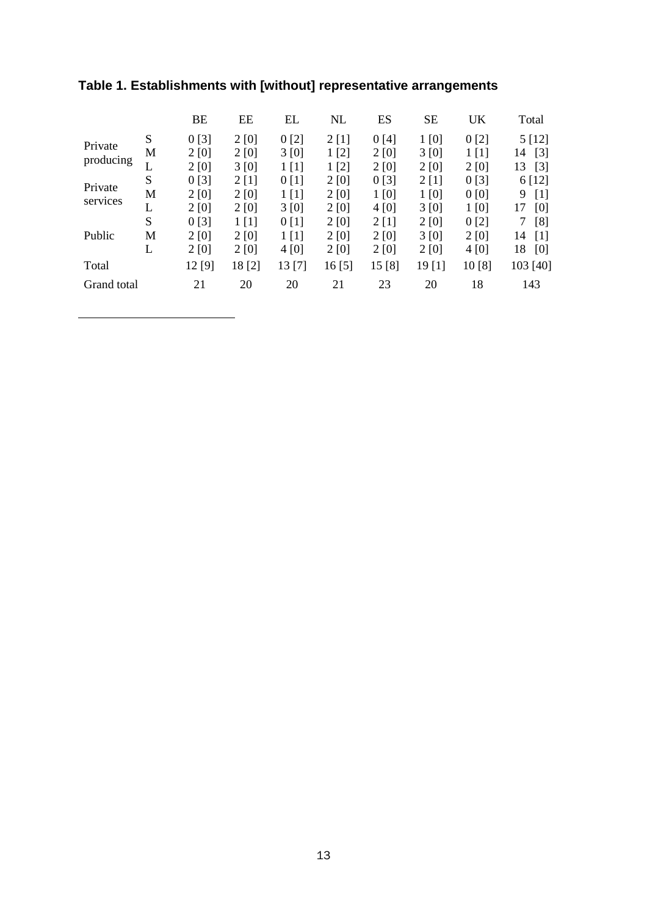**Table 1. Establishments with [without] representative arrangements**

| | | BE | EE | EL | NL | ES | SE | UK | Total |
|---|---|---|---|---|---|---|---|---|---|
| Private producing | S | 0 [3] | 2 [0] | 0 [2] | 2 [1] | 0 [4] | 1 [0] | 0 [2] | 5 [12] |
| | M | 2 [0] | 2 [0] | 3 [0] | 1 [2] | 2 [0] | 3 [0] | 1 [1] | 14 [3] |
| | L | 2 [0] | 3 [0] | 1 [1] | 1 [2] | 2 [0] | 2 [0] | 2 [0] | 13 [3] |
| Private services | S | 0 [3] | 2 [1] | 0 [1] | 2 [0] | 0 [3] | 2 [1] | 0 [3] | 6 [12] |
| | M | 2 [0] | 2 [0] | 1 [1] | 2 [0] | 1 [0] | 1 [0] | 0 [0] | 9 [1] |
| | L | 2 [0] | 2 [0] | 3 [0] | 2 [0] | 4 [0] | 3 [0] | 1 [0] | 17 [0] |
| Public | S | 0 [3] | 1 [1] | 0 [1] | 2 [0] | 2 [1] | 2 [0] | 0 [2] | 7 [8] |
| | M | 2 [0] | 2 [0] | 1 [1] | 2 [0] | 2 [0] | 3 [0] | 2 [0] | 14 [1] |
| | L | 2 [0] | 2 [0] | 4 [0] | 2 [0] | 2 [0] | 2 [0] | 4 [0] | 18 [0] |
| Total | | 12 [9] | 18 [2] | 13 [7] | 16 [5] | 15 [8] | 19 [1] | 10 [8] | 103 [40] |
| Grand total | | 21 | 20 | 20 | 21 | 23 | 20 | 18 | 143 |